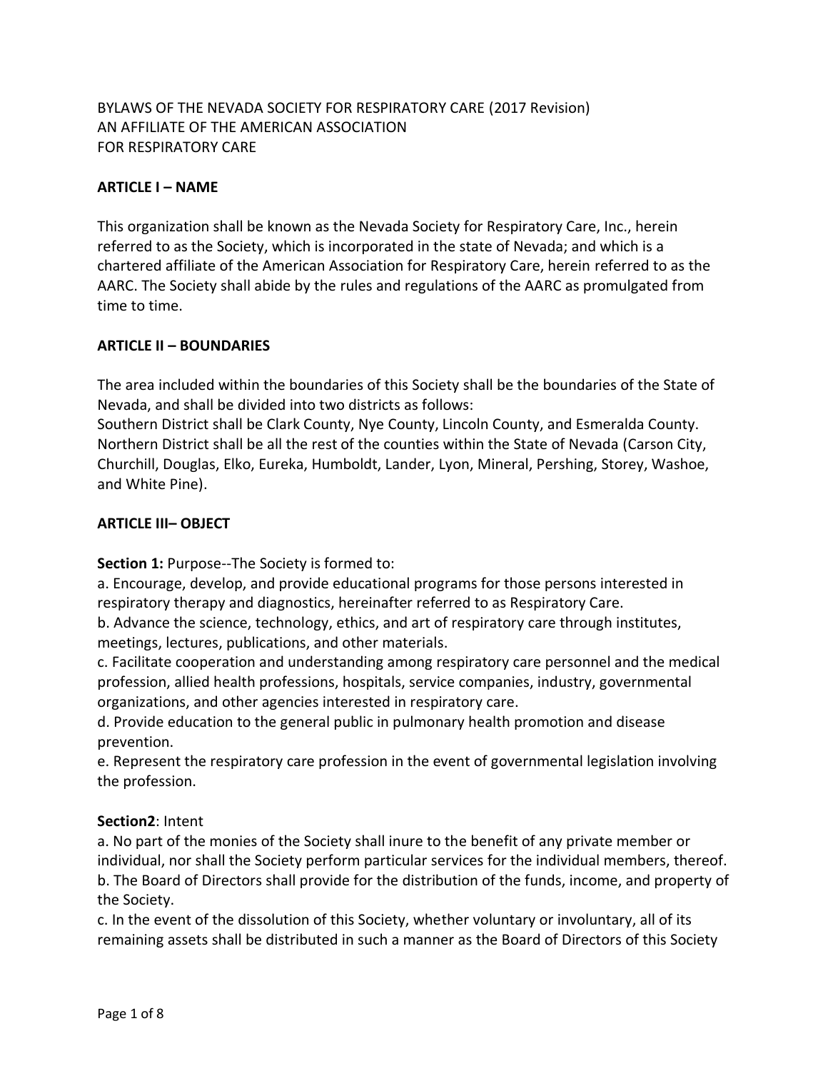BYLAWS OF THE NEVADA SOCIETY FOR RESPIRATORY CARE (2017 Revision)
AN AFFILIATE OF THE AMERICAN ASSOCIATION
FOR RESPIRATORY CARE

## ARTICLE I – NAME

This organization shall be known as the Nevada Society for Respiratory Care, Inc., herein referred to as the Society, which is incorporated in the state of Nevada; and which is a chartered affiliate of the American Association for Respiratory Care, herein referred to as the AARC. The Society shall abide by the rules and regulations of the AARC as promulgated from time to time.

## ARTICLE II – BOUNDARIES

The area included within the boundaries of this Society shall be the boundaries of the State of Nevada, and shall be divided into two districts as follows:
Southern District shall be Clark County, Nye County, Lincoln County, and Esmeralda County.
Northern District shall be all the rest of the counties within the State of Nevada (Carson City, Churchill, Douglas, Elko, Eureka, Humboldt, Lander, Lyon, Mineral, Pershing, Storey, Washoe, and White Pine).

## ARTICLE III– OBJECT

**Section 1:** Purpose--The Society is formed to:
a. Encourage, develop, and provide educational programs for those persons interested in respiratory therapy and diagnostics, hereinafter referred to as Respiratory Care.
b. Advance the science, technology, ethics, and art of respiratory care through institutes, meetings, lectures, publications, and other materials.
c. Facilitate cooperation and understanding among respiratory care personnel and the medical profession, allied health professions, hospitals, service companies, industry, governmental organizations, and other agencies interested in respiratory care.
d. Provide education to the general public in pulmonary health promotion and disease prevention.
e. Represent the respiratory care profession in the event of governmental legislation involving the profession.

**Section2**: Intent
a. No part of the monies of the Society shall inure to the benefit of any private member or individual, nor shall the Society perform particular services for the individual members, thereof.
b. The Board of Directors shall provide for the distribution of the funds, income, and property of the Society.
c. In the event of the dissolution of this Society, whether voluntary or involuntary, all of its remaining assets shall be distributed in such a manner as the Board of Directors of this Society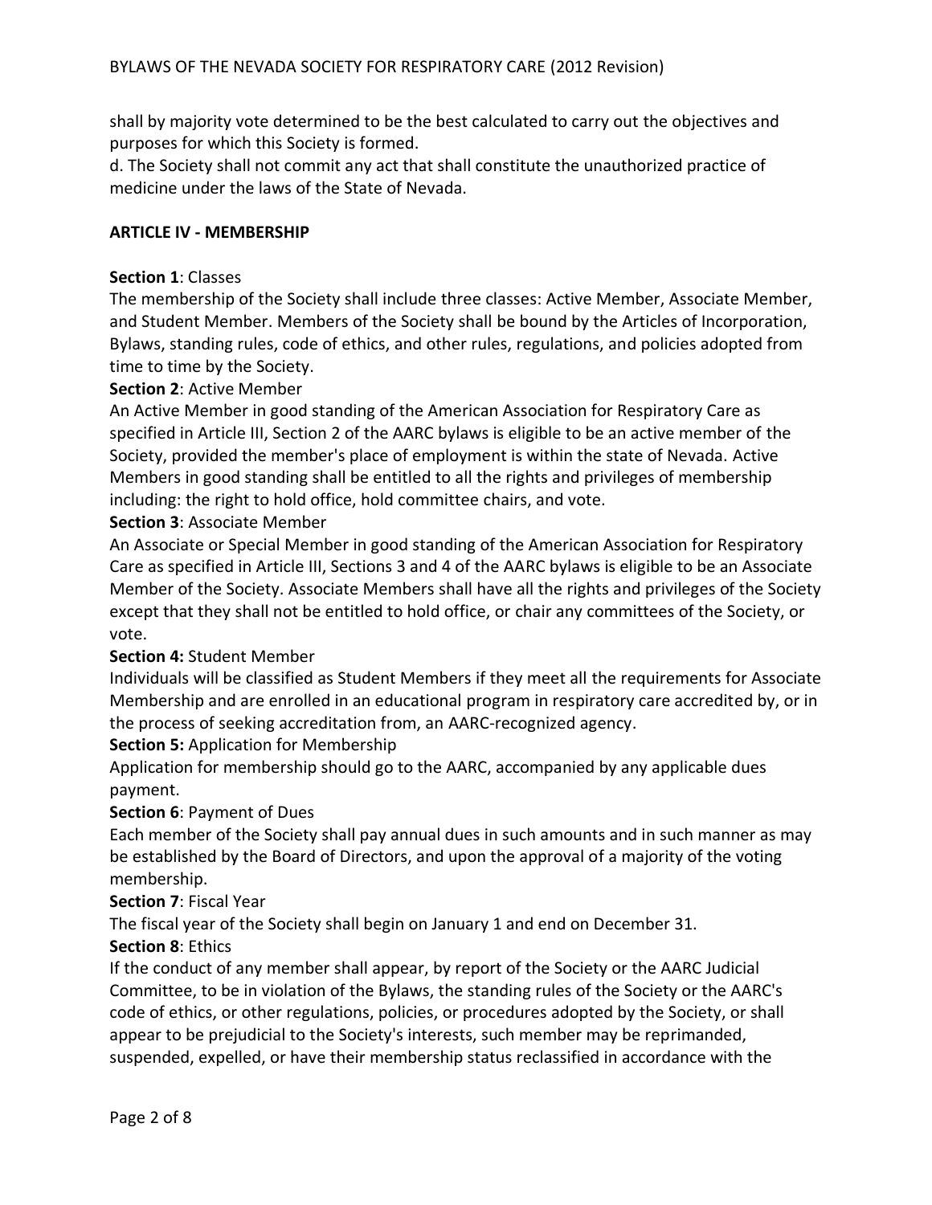shall by majority vote determined to be the best calculated to carry out the objectives and purposes for which this Society is formed.
d. The Society shall not commit any act that shall constitute the unauthorized practice of medicine under the laws of the State of Nevada.

## ARTICLE IV - MEMBERSHIP

**Section 1**: Classes
The membership of the Society shall include three classes: Active Member, Associate Member, and Student Member. Members of the Society shall be bound by the Articles of Incorporation, Bylaws, standing rules, code of ethics, and other rules, regulations, and policies adopted from time to time by the Society.

**Section 2**: Active Member
An Active Member in good standing of the American Association for Respiratory Care as specified in Article III, Section 2 of the AARC bylaws is eligible to be an active member of the Society, provided the member's place of employment is within the state of Nevada. Active Members in good standing shall be entitled to all the rights and privileges of membership including: the right to hold office, hold committee chairs, and vote.

**Section 3**: Associate Member
An Associate or Special Member in good standing of the American Association for Respiratory Care as specified in Article III, Sections 3 and 4 of the AARC bylaws is eligible to be an Associate Member of the Society. Associate Members shall have all the rights and privileges of the Society except that they shall not be entitled to hold office, or chair any committees of the Society, or vote.

**Section 4:** Student Member
Individuals will be classified as Student Members if they meet all the requirements for Associate Membership and are enrolled in an educational program in respiratory care accredited by, or in the process of seeking accreditation from, an AARC-recognized agency.

**Section 5:** Application for Membership
Application for membership should go to the AARC, accompanied by any applicable dues payment.

**Section 6**: Payment of Dues
Each member of the Society shall pay annual dues in such amounts and in such manner as may be established by the Board of Directors, and upon the approval of a majority of the voting membership.

**Section 7**: Fiscal Year
The fiscal year of the Society shall begin on January 1 and end on December 31.

**Section 8**: Ethics
If the conduct of any member shall appear, by report of the Society or the AARC Judicial Committee, to be in violation of the Bylaws, the standing rules of the Society or the AARC's code of ethics, or other regulations, policies, or procedures adopted by the Society, or shall appear to be prejudicial to the Society's interests, such member may be reprimanded, suspended, expelled, or have their membership status reclassified in accordance with the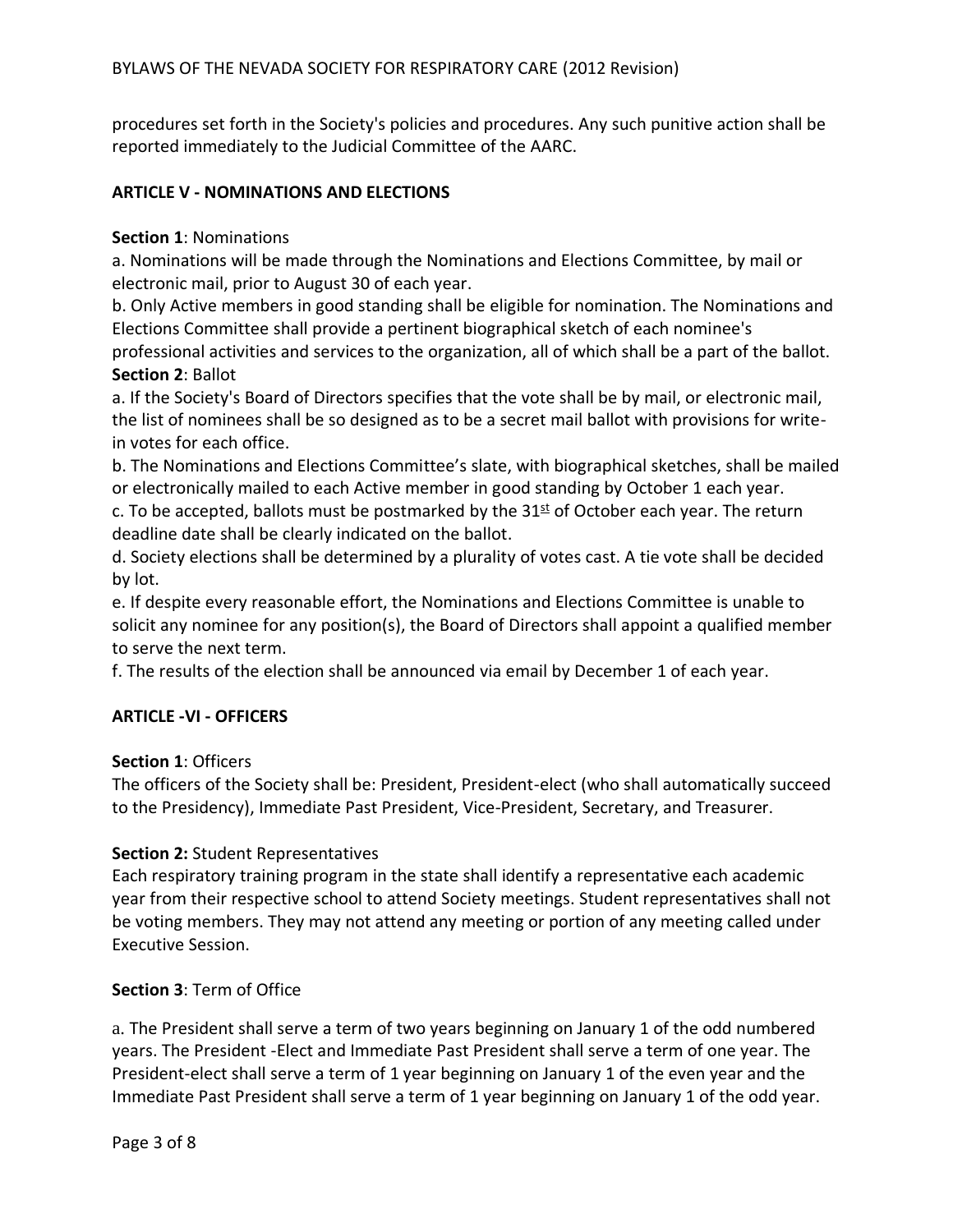procedures set forth in the Society's policies and procedures. Any such punitive action shall be reported immediately to the Judicial Committee of the AARC.

## ARTICLE V - NOMINATIONS AND ELECTIONS

**Section 1**: Nominations

a. Nominations will be made through the Nominations and Elections Committee, by mail or electronic mail, prior to August 30 of each year.

b. Only Active members in good standing shall be eligible for nomination. The Nominations and Elections Committee shall provide a pertinent biographical sketch of each nominee's professional activities and services to the organization, all of which shall be a part of the ballot.

**Section 2**: Ballot

a. If the Society's Board of Directors specifies that the vote shall be by mail, or electronic mail, the list of nominees shall be so designed as to be a secret mail ballot with provisions for write-in votes for each office.

b. The Nominations and Elections Committee's slate, with biographical sketches, shall be mailed or electronically mailed to each Active member in good standing by October 1 each year.

c. To be accepted, ballots must be postmarked by the 31st of October each year. The return deadline date shall be clearly indicated on the ballot.

d. Society elections shall be determined by a plurality of votes cast. A tie vote shall be decided by lot.

e. If despite every reasonable effort, the Nominations and Elections Committee is unable to solicit any nominee for any position(s), the Board of Directors shall appoint a qualified member to serve the next term.

f. The results of the election shall be announced via email by December 1 of each year.

## ARTICLE -VI - OFFICERS

**Section 1**: Officers

The officers of the Society shall be: President, President-elect (who shall automatically succeed to the Presidency), Immediate Past President, Vice-President, Secretary, and Treasurer.

**Section 2:** Student Representatives

Each respiratory training program in the state shall identify a representative each academic year from their respective school to attend Society meetings. Student representatives shall not be voting members. They may not attend any meeting or portion of any meeting called under Executive Session.

**Section 3**: Term of Office

a. The President shall serve a term of two years beginning on January 1 of the odd numbered years. The President -Elect and Immediate Past President shall serve a term of one year. The President-elect shall serve a term of 1 year beginning on January 1 of the even year and the Immediate Past President shall serve a term of 1 year beginning on January 1 of the odd year.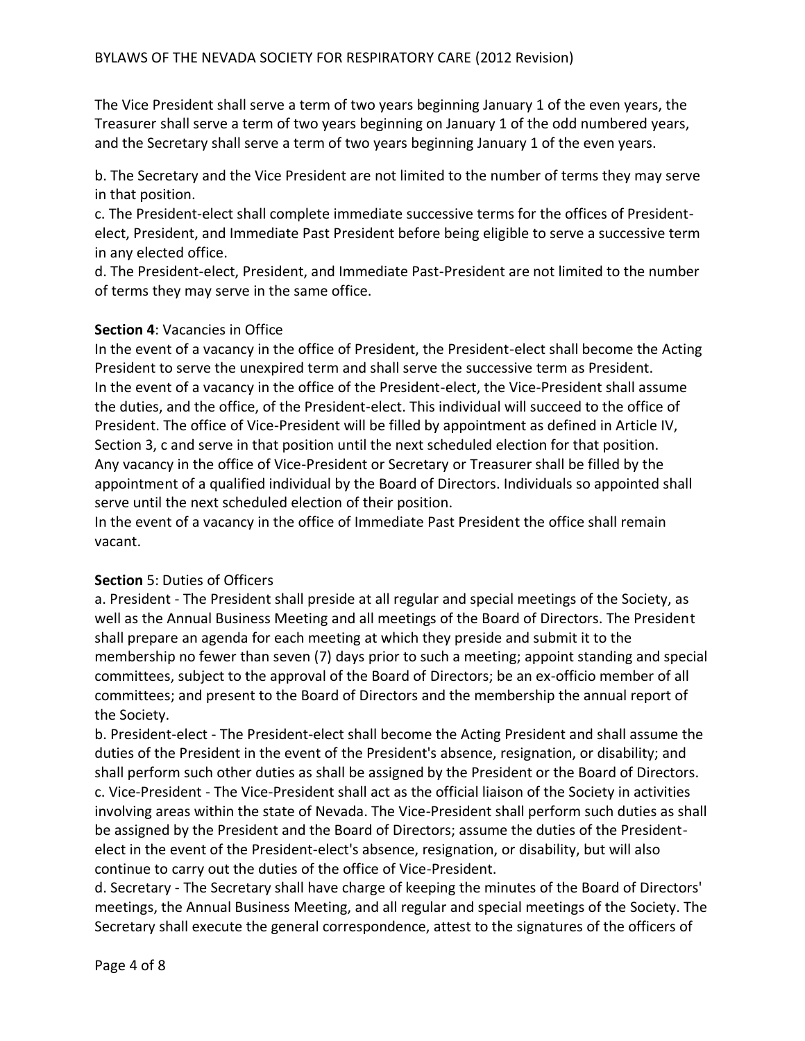The Vice President shall serve a term of two years beginning January 1 of the even years, the Treasurer shall serve a term of two years beginning on January 1 of the odd numbered years, and the Secretary shall serve a term of two years beginning January 1 of the even years.

b. The Secretary and the Vice President are not limited to the number of terms they may serve in that position.
c. The President-elect shall complete immediate successive terms for the offices of President-elect, President, and Immediate Past President before being eligible to serve a successive term in any elected office.
d. The President-elect, President, and Immediate Past-President are not limited to the number of terms they may serve in the same office.

**Section 4**: Vacancies in Office
In the event of a vacancy in the office of President, the President-elect shall become the Acting President to serve the unexpired term and shall serve the successive term as President.
In the event of a vacancy in the office of the President-elect, the Vice-President shall assume the duties, and the office, of the President-elect. This individual will succeed to the office of President. The office of Vice-President will be filled by appointment as defined in Article IV, Section 3, c and serve in that position until the next scheduled election for that position.
Any vacancy in the office of Vice-President or Secretary or Treasurer shall be filled by the appointment of a qualified individual by the Board of Directors. Individuals so appointed shall serve until the next scheduled election of their position.
In the event of a vacancy in the office of Immediate Past President the office shall remain vacant.

**Section** 5: Duties of Officers
a. President - The President shall preside at all regular and special meetings of the Society, as well as the Annual Business Meeting and all meetings of the Board of Directors. The President shall prepare an agenda for each meeting at which they preside and submit it to the membership no fewer than seven (7) days prior to such a meeting; appoint standing and special committees, subject to the approval of the Board of Directors; be an ex-officio member of all committees; and present to the Board of Directors and the membership the annual report of the Society.
b. President-elect - The President-elect shall become the Acting President and shall assume the duties of the President in the event of the President's absence, resignation, or disability; and shall perform such other duties as shall be assigned by the President or the Board of Directors.
c. Vice-President - The Vice-President shall act as the official liaison of the Society in activities involving areas within the state of Nevada. The Vice-President shall perform such duties as shall be assigned by the President and the Board of Directors; assume the duties of the President-elect in the event of the President-elect's absence, resignation, or disability, but will also continue to carry out the duties of the office of Vice-President.
d. Secretary - The Secretary shall have charge of keeping the minutes of the Board of Directors' meetings, the Annual Business Meeting, and all regular and special meetings of the Society. The Secretary shall execute the general correspondence, attest to the signatures of the officers of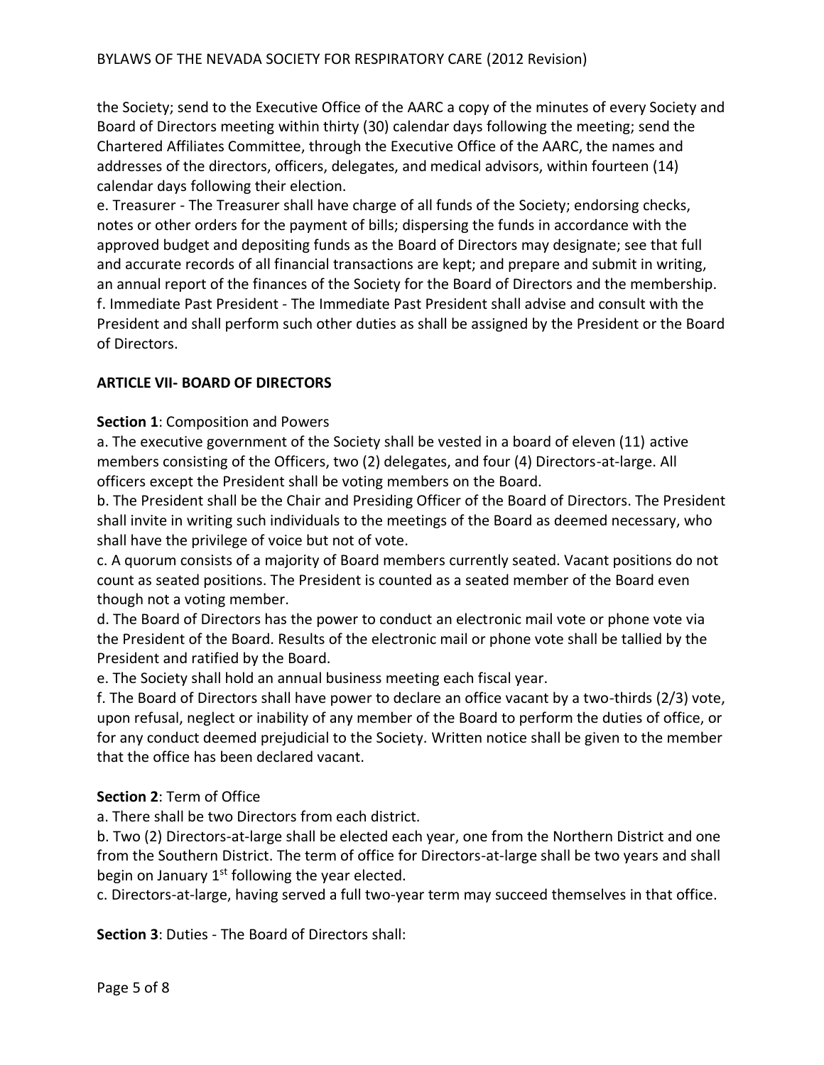the Society; send to the Executive Office of the AARC a copy of the minutes of every Society and Board of Directors meeting within thirty (30) calendar days following the meeting; send the Chartered Affiliates Committee, through the Executive Office of the AARC, the names and addresses of the directors, officers, delegates, and medical advisors, within fourteen (14) calendar days following their election.

e. Treasurer - The Treasurer shall have charge of all funds of the Society; endorsing checks, notes or other orders for the payment of bills; dispersing the funds in accordance with the approved budget and depositing funds as the Board of Directors may designate; see that full and accurate records of all financial transactions are kept; and prepare and submit in writing, an annual report of the finances of the Society for the Board of Directors and the membership.

f. Immediate Past President - The Immediate Past President shall advise and consult with the President and shall perform such other duties as shall be assigned by the President or the Board of Directors.

## ARTICLE VII- BOARD OF DIRECTORS

**Section 1**: Composition and Powers

a. The executive government of the Society shall be vested in a board of eleven (11) active members consisting of the Officers, two (2) delegates, and four (4) Directors-at-large. All officers except the President shall be voting members on the Board.

b. The President shall be the Chair and Presiding Officer of the Board of Directors. The President shall invite in writing such individuals to the meetings of the Board as deemed necessary, who shall have the privilege of voice but not of vote.

c. A quorum consists of a majority of Board members currently seated. Vacant positions do not count as seated positions. The President is counted as a seated member of the Board even though not a voting member.

d. The Board of Directors has the power to conduct an electronic mail vote or phone vote via the President of the Board. Results of the electronic mail or phone vote shall be tallied by the President and ratified by the Board.

e. The Society shall hold an annual business meeting each fiscal year.

f. The Board of Directors shall have power to declare an office vacant by a two-thirds (2/3) vote, upon refusal, neglect or inability of any member of the Board to perform the duties of office, or for any conduct deemed prejudicial to the Society. Written notice shall be given to the member that the office has been declared vacant.

**Section 2**: Term of Office

a. There shall be two Directors from each district.

b. Two (2) Directors-at-large shall be elected each year, one from the Northern District and one from the Southern District. The term of office for Directors-at-large shall be two years and shall begin on January 1st following the year elected.

c. Directors-at-large, having served a full two-year term may succeed themselves in that office.

**Section 3**: Duties - The Board of Directors shall: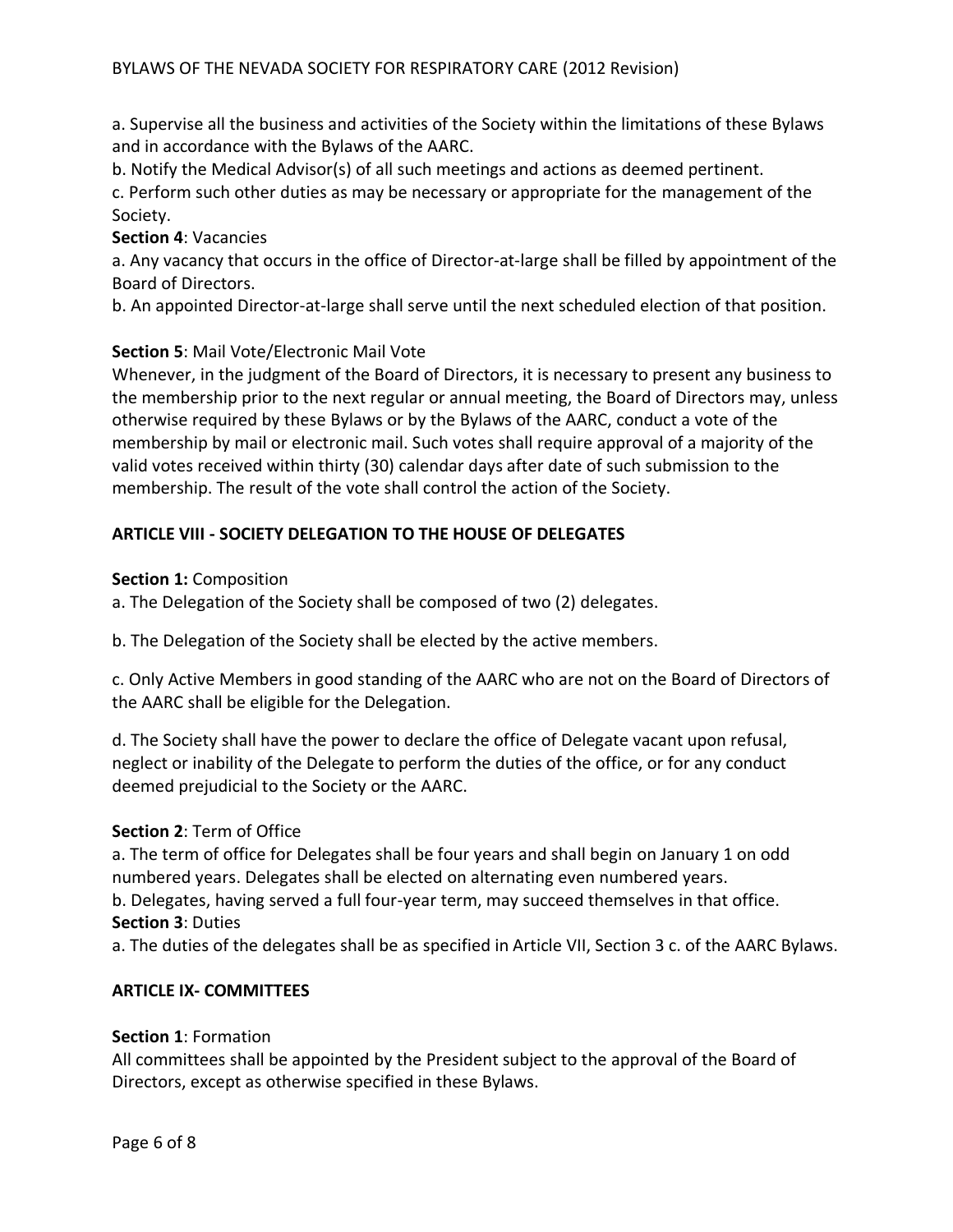a. Supervise all the business and activities of the Society within the limitations of these Bylaws and in accordance with the Bylaws of the AARC.

b. Notify the Medical Advisor(s) of all such meetings and actions as deemed pertinent.

c. Perform such other duties as may be necessary or appropriate for the management of the Society.

**Section 4**: Vacancies

a. Any vacancy that occurs in the office of Director-at-large shall be filled by appointment of the Board of Directors.

b. An appointed Director-at-large shall serve until the next scheduled election of that position.

**Section 5**: Mail Vote/Electronic Mail Vote

Whenever, in the judgment of the Board of Directors, it is necessary to present any business to the membership prior to the next regular or annual meeting, the Board of Directors may, unless otherwise required by these Bylaws or by the Bylaws of the AARC, conduct a vote of the membership by mail or electronic mail. Such votes shall require approval of a majority of the valid votes received within thirty (30) calendar days after date of such submission to the membership. The result of the vote shall control the action of the Society.

## ARTICLE VIII - SOCIETY DELEGATION TO THE HOUSE OF DELEGATES

**Section 1:** Composition

a. The Delegation of the Society shall be composed of two (2) delegates.

b. The Delegation of the Society shall be elected by the active members.

c. Only Active Members in good standing of the AARC who are not on the Board of Directors of the AARC shall be eligible for the Delegation.

d. The Society shall have the power to declare the office of Delegate vacant upon refusal, neglect or inability of the Delegate to perform the duties of the office, or for any conduct deemed prejudicial to the Society or the AARC.

**Section 2**: Term of Office

a. The term of office for Delegates shall be four years and shall begin on January 1 on odd numbered years. Delegates shall be elected on alternating even numbered years.

b. Delegates, having served a full four-year term, may succeed themselves in that office.

**Section 3**: Duties

a. The duties of the delegates shall be as specified in Article VII, Section 3 c. of the AARC Bylaws.

## ARTICLE IX- COMMITTEES

**Section 1**: Formation

All committees shall be appointed by the President subject to the approval of the Board of Directors, except as otherwise specified in these Bylaws.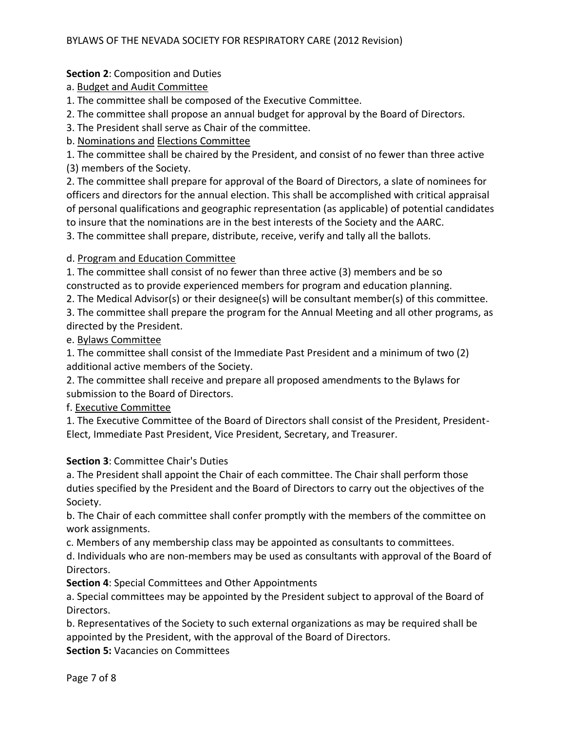**Section 2**: Composition and Duties

a. Budget and Audit Committee

1. The committee shall be composed of the Executive Committee.
2. The committee shall propose an annual budget for approval by the Board of Directors.
3. The President shall serve as Chair of the committee.

b. Nominations and Elections Committee

1. The committee shall be chaired by the President, and consist of no fewer than three active (3) members of the Society.
2. The committee shall prepare for approval of the Board of Directors, a slate of nominees for officers and directors for the annual election. This shall be accomplished with critical appraisal of personal qualifications and geographic representation (as applicable) of potential candidates to insure that the nominations are in the best interests of the Society and the AARC.
3. The committee shall prepare, distribute, receive, verify and tally all the ballots.

d. Program and Education Committee

1. The committee shall consist of no fewer than three active (3) members and be so constructed as to provide experienced members for program and education planning.
2. The Medical Advisor(s) or their designee(s) will be consultant member(s) of this committee.
3. The committee shall prepare the program for the Annual Meeting and all other programs, as directed by the President.

e. Bylaws Committee

1. The committee shall consist of the Immediate Past President and a minimum of two (2) additional active members of the Society.
2. The committee shall receive and prepare all proposed amendments to the Bylaws for submission to the Board of Directors.

f. Executive Committee

1. The Executive Committee of the Board of Directors shall consist of the President, President-Elect, Immediate Past President, Vice President, Secretary, and Treasurer.

**Section 3**: Committee Chair's Duties

a. The President shall appoint the Chair of each committee. The Chair shall perform those duties specified by the President and the Board of Directors to carry out the objectives of the Society.

b. The Chair of each committee shall confer promptly with the members of the committee on work assignments.

c. Members of any membership class may be appointed as consultants to committees.

d. Individuals who are non-members may be used as consultants with approval of the Board of Directors.

**Section 4**: Special Committees and Other Appointments

a. Special committees may be appointed by the President subject to approval of the Board of Directors.

b. Representatives of the Society to such external organizations as may be required shall be appointed by the President, with the approval of the Board of Directors.

**Section 5:** Vacancies on Committees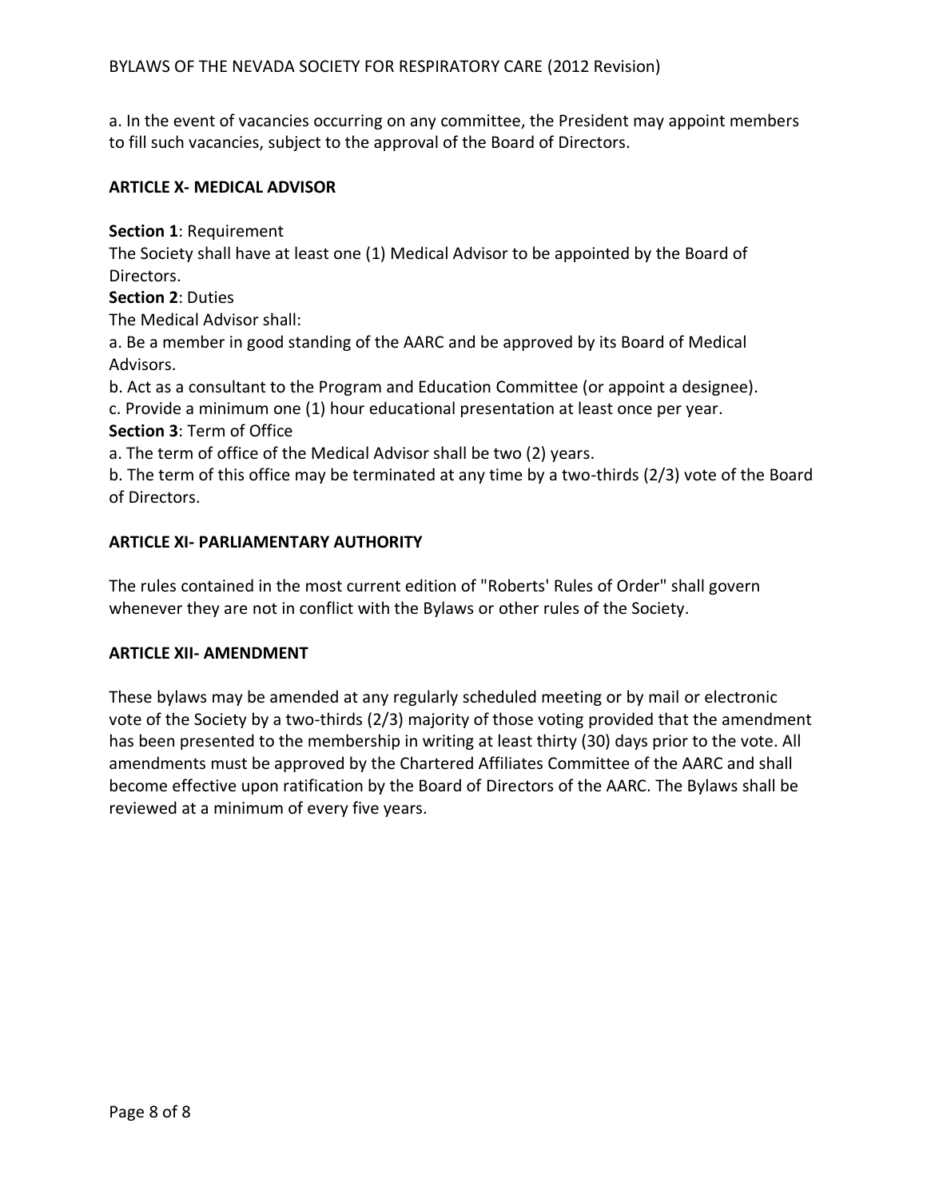a. In the event of vacancies occurring on any committee, the President may appoint members to fill such vacancies, subject to the approval of the Board of Directors.

## ARTICLE X- MEDICAL ADVISOR

**Section 1**: Requirement
The Society shall have at least one (1) Medical Advisor to be appointed by the Board of Directors.

**Section 2**: Duties
The Medical Advisor shall:

a. Be a member in good standing of the AARC and be approved by its Board of Medical Advisors.

b. Act as a consultant to the Program and Education Committee (or appoint a designee).

c. Provide a minimum one (1) hour educational presentation at least once per year.

**Section 3**: Term of Office

a. The term of office of the Medical Advisor shall be two (2) years.

b. The term of this office may be terminated at any time by a two-thirds (2/3) vote of the Board of Directors.

## ARTICLE XI- PARLIAMENTARY AUTHORITY

The rules contained in the most current edition of "Roberts' Rules of Order" shall govern whenever they are not in conflict with the Bylaws or other rules of the Society.

## ARTICLE XII- AMENDMENT

These bylaws may be amended at any regularly scheduled meeting or by mail or electronic vote of the Society by a two-thirds (2/3) majority of those voting provided that the amendment has been presented to the membership in writing at least thirty (30) days prior to the vote. All amendments must be approved by the Chartered Affiliates Committee of the AARC and shall become effective upon ratification by the Board of Directors of the AARC. The Bylaws shall be reviewed at a minimum of every five years.